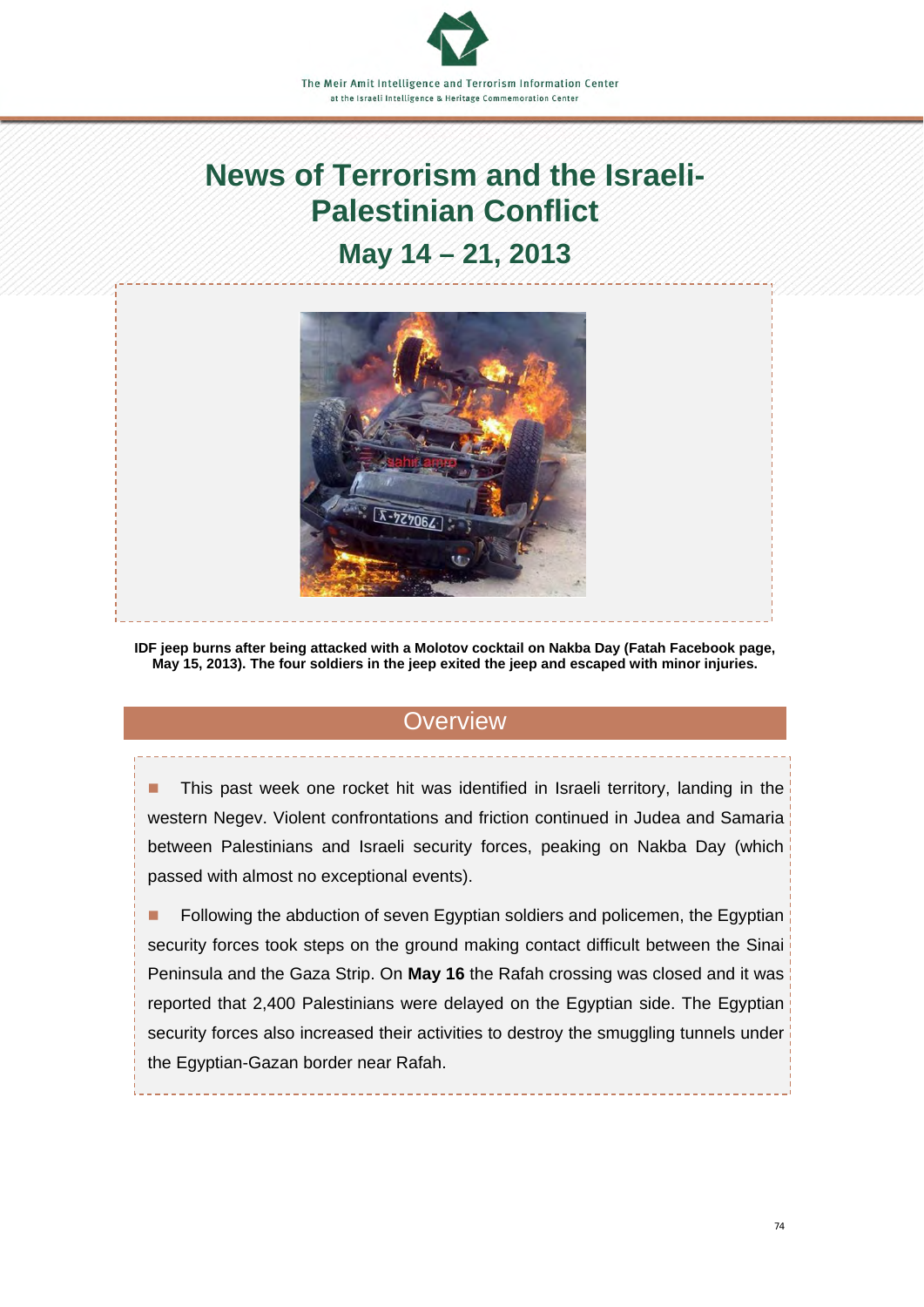# News of Terrorism and the Israeli-Palestinian Conflict

## May 14 – 21, 2013

**IDF jeep burns after being attacked with a Molotov cocktail on Nakba Day (Fatah Facebook page, May 15, 2013). The four soldiers in the jeep exited the jeep and escaped with minor injuries.**

## Overview

- This past week one rocket hit was identified in Israeli territory, landing in the western Negev. Violent confrontations and friction continued in Judea and Samaria between Palestinians and Israeli security forces, peaking on Nakba Day (which passed with almost no exceptional events).

- Following the abduction of seven Egyptian soldiers and policemen, the Egyptian security forces took steps on the ground making contact difficult between the Sinai Peninsula and the Gaza Strip. On **May 16** the Rafah crossing was closed and it was reported that 2,400 Palestinians were delayed on the Egyptian side. The Egyptian security forces also increased their activities to destroy the smuggling tunnels under the Egyptian-Gazan border near Rafah.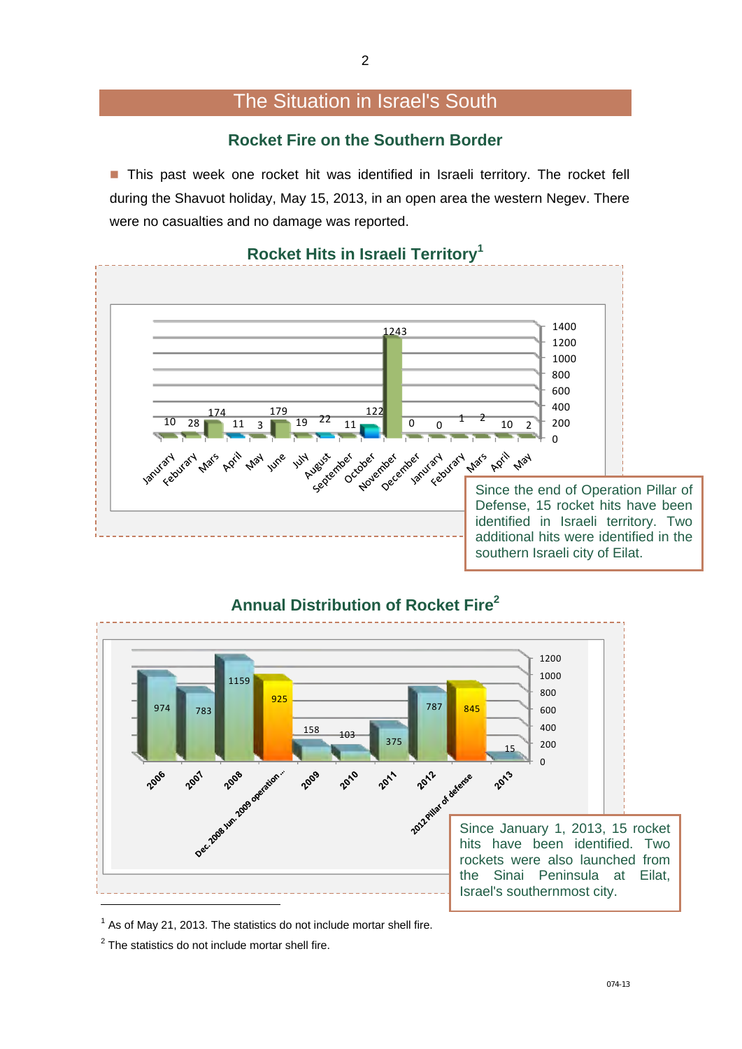# The Situation in Israel's South

## Rocket Fire on the Southern Border

- This past week one rocket hit was identified in Israeli territory. The rocket fell during the Shavuot holiday, May 15, 2013, in an open area the western Negev. There were no casualties and no damage was reported.

### Rocket Hits in Israeli Territory[1]

| Month | Rocket hits |
|---|---|
| Janurary | 10 |
| Feburary | 28 |
| Mars | 174 |
| April | 11 |
| May | 3 |
| June | 179 |
| July | 19 |
| August | 22 |
| September | 11 |
| October | 122 |
| November | 1243 |
| December | 0 |
| Janurary | 0 |
| Feburary | 1 |
| Mars | 2 |
| April | 10 |
| May | 2 |

Since the end of Operation Pillar of Defense, 15 rocket hits have been identified in Israeli territory. Two additional hits were identified in the southern Israeli city of Eilat.

### Annual Distribution of Rocket Fire[2]

| Year | Rocket fire |
|---|---|
| 2006 | 974 |
| 2007 | 783 |
| 2008 | 1159 |
| Dec. 2008 Jun. 2009 operation... | 925 |
| 2009 | 158 |
| 2010 | 103 |
| 2011 | 375 |
| 2012 | 787 |
| 2012 Pillar of defense | 845 |
| 2013 | 15 |

Since January 1, 2013, 15 rocket hits have been identified. Two rockets were also launched from the Sinai Peninsula at Eilat, Israel's southernmost city.

---

[1] As of May 21, 2013. The statistics do not include mortar shell fire.

[2] The statistics do not include mortar shell fire.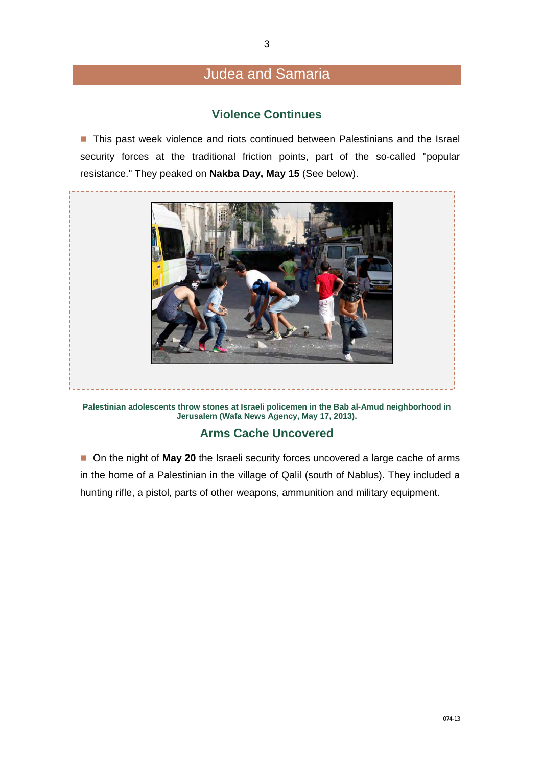# Judea and Samaria

## Violence Continues

- This past week violence and riots continued between Palestinians and the Israel security forces at the traditional friction points, part of the so-called "popular resistance." They peaked on **Nakba Day, May 15** (See below).

**Palestinian adolescents throw stones at Israeli policemen in the Bab al-Amud neighborhood in Jerusalem (Wafa News Agency, May 17, 2013).**

## Arms Cache Uncovered

- On the night of **May 20** the Israeli security forces uncovered a large cache of arms in the home of a Palestinian in the village of Qalil (south of Nablus). They included a hunting rifle, a pistol, parts of other weapons, ammunition and military equipment.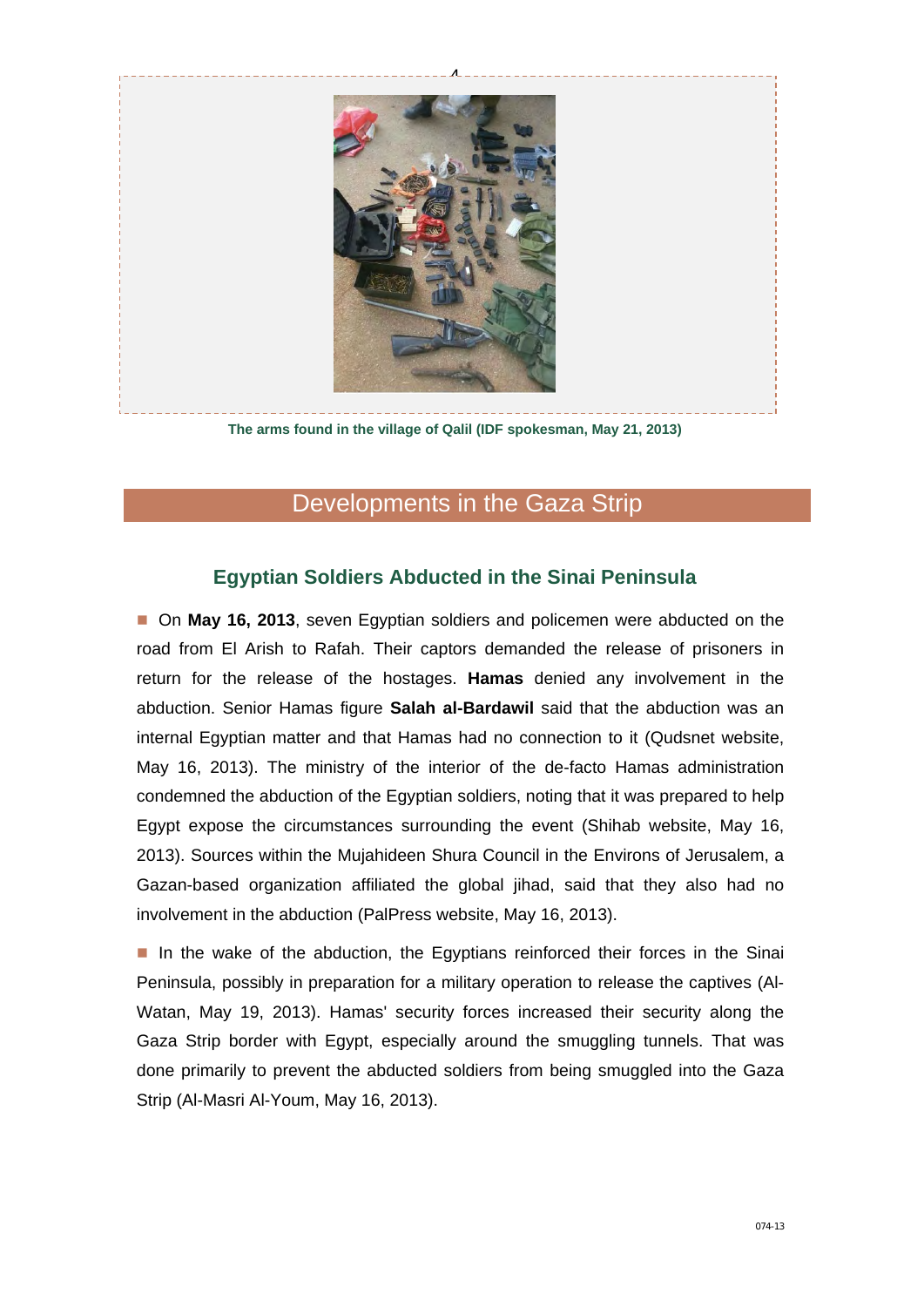The arms found in the village of Qalil (IDF spokesman, May 21, 2013)

## Developments in the Gaza Strip

### Egyptian Soldiers Abducted in the Sinai Peninsula

- On **May 16, 2013**, seven Egyptian soldiers and policemen were abducted on the road from El Arish to Rafah. Their captors demanded the release of prisoners in return for the release of the hostages. **Hamas** denied any involvement in the abduction. Senior Hamas figure **Salah al-Bardawil** said that the abduction was an internal Egyptian matter and that Hamas had no connection to it (Qudsnet website, May 16, 2013). The ministry of the interior of the de-facto Hamas administration condemned the abduction of the Egyptian soldiers, noting that it was prepared to help Egypt expose the circumstances surrounding the event (Shihab website, May 16, 2013). Sources within the Mujahideen Shura Council in the Environs of Jerusalem, a Gazan-based organization affiliated the global jihad, said that they also had no involvement in the abduction (PalPress website, May 16, 2013).

- In the wake of the abduction, the Egyptians reinforced their forces in the Sinai Peninsula, possibly in preparation for a military operation to release the captives (Al-Watan, May 19, 2013). Hamas' security forces increased their security along the Gaza Strip border with Egypt, especially around the smuggling tunnels. That was done primarily to prevent the abducted soldiers from being smuggled into the Gaza Strip (Al-Masri Al-Youm, May 16, 2013).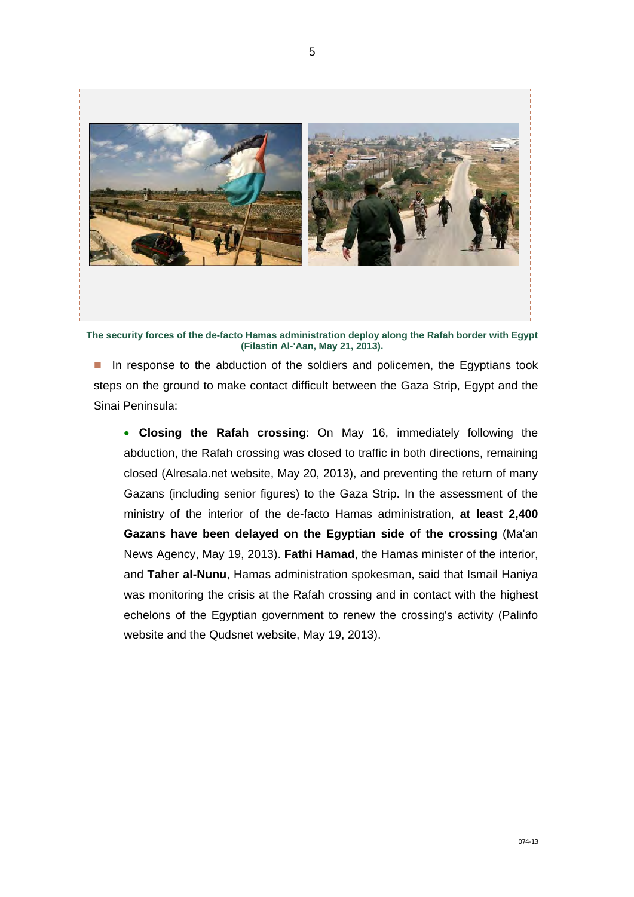**The security forces of the de-facto Hamas administration deploy along the Rafah border with Egypt (Filastin Al-'Aan, May 21, 2013).**

- In response to the abduction of the soldiers and policemen, the Egyptians took steps on the ground to make contact difficult between the Gaza Strip, Egypt and the Sinai Peninsula:

  - **Closing the Rafah crossing**: On May 16, immediately following the abduction, the Rafah crossing was closed to traffic in both directions, remaining closed (Alresala.net website, May 20, 2013), and preventing the return of many Gazans (including senior figures) to the Gaza Strip. In the assessment of the ministry of the interior of the de-facto Hamas administration, **at least 2,400 Gazans have been delayed on the Egyptian side of the crossing** (Ma'an News Agency, May 19, 2013). **Fathi Hamad**, the Hamas minister of the interior, and **Taher al-Nunu**, Hamas administration spokesman, said that Ismail Haniya was monitoring the crisis at the Rafah crossing and in contact with the highest echelons of the Egyptian government to renew the crossing's activity (Palinfo website and the Qudsnet website, May 19, 2013).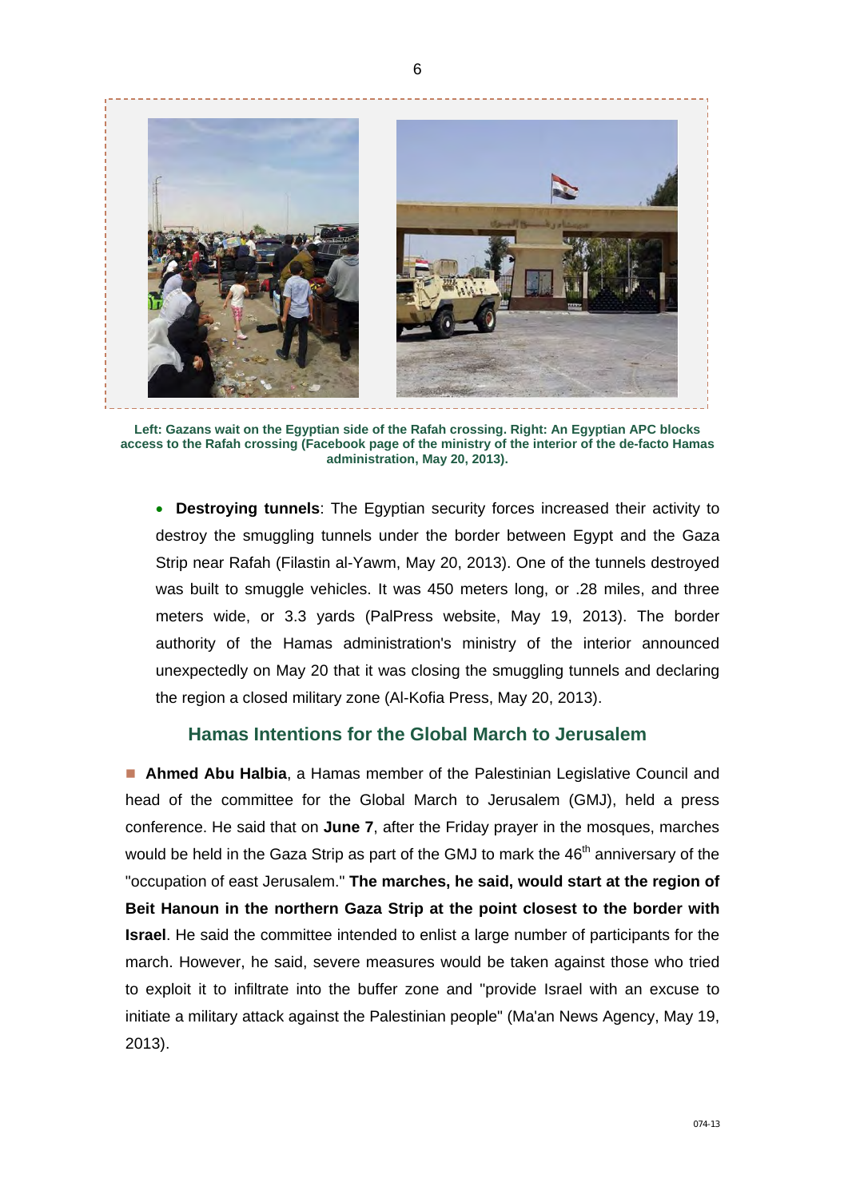**Left: Gazans wait on the Egyptian side of the Rafah crossing. Right: An Egyptian APC blocks access to the Rafah crossing (Facebook page of the ministry of the interior of the de-facto Hamas administration, May 20, 2013).**

- **Destroying tunnels**: The Egyptian security forces increased their activity to destroy the smuggling tunnels under the border between Egypt and the Gaza Strip near Rafah (Filastin al-Yawm, May 20, 2013). One of the tunnels destroyed was built to smuggle vehicles. It was 450 meters long, or .28 miles, and three meters wide, or 3.3 yards (PalPress website, May 19, 2013). The border authority of the Hamas administration's ministry of the interior announced unexpectedly on May 20 that it was closing the smuggling tunnels and declaring the region a closed military zone (Al-Kofia Press, May 20, 2013).

## Hamas Intentions for the Global March to Jerusalem

■ **Ahmed Abu Halbia**, a Hamas member of the Palestinian Legislative Council and head of the committee for the Global March to Jerusalem (GMJ), held a press conference. He said that on **June 7**, after the Friday prayer in the mosques, marches would be held in the Gaza Strip as part of the GMJ to mark the 46th anniversary of the "occupation of east Jerusalem." **The marches, he said, would start at the region of Beit Hanoun in the northern Gaza Strip at the point closest to the border with Israel**. He said the committee intended to enlist a large number of participants for the march. However, he said, severe measures would be taken against those who tried to exploit it to infiltrate into the buffer zone and "provide Israel with an excuse to initiate a military attack against the Palestinian people" (Ma'an News Agency, May 19, 2013).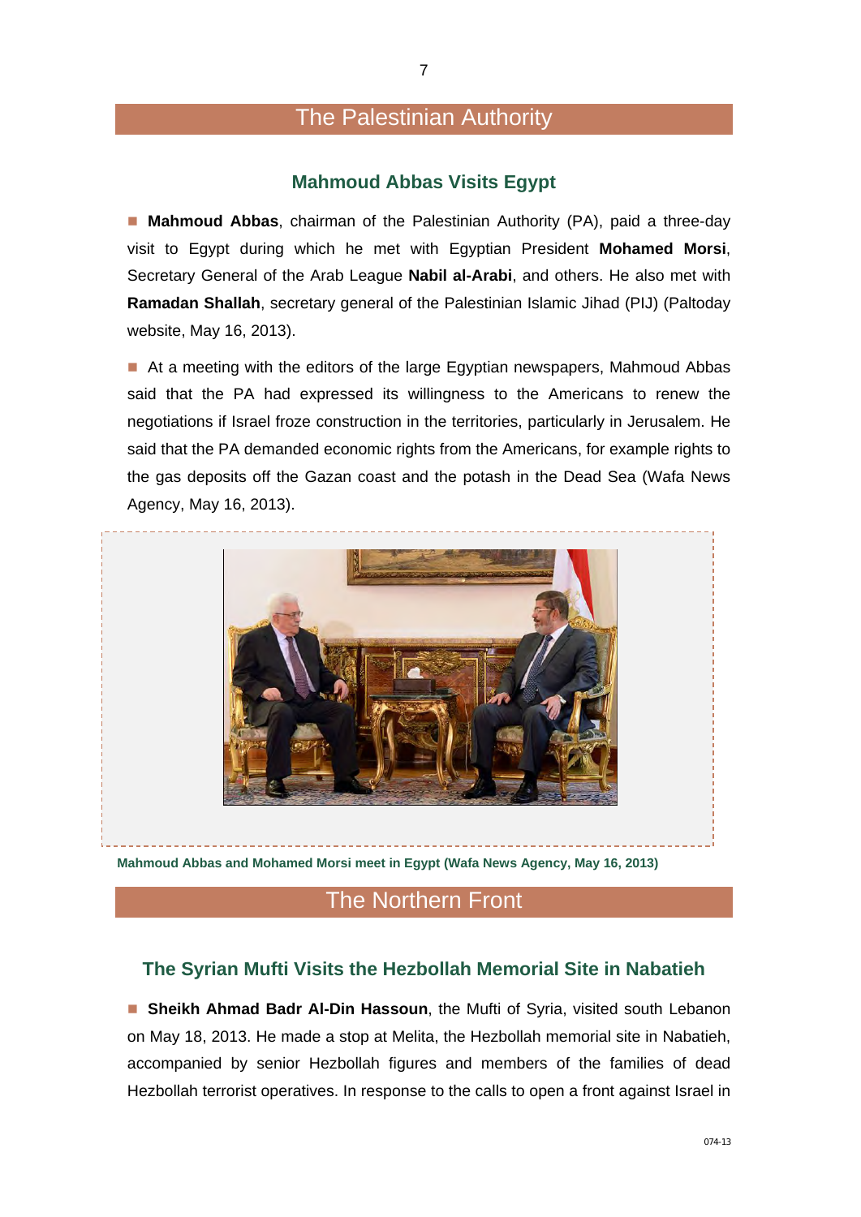# The Palestinian Authority

## Mahmoud Abbas Visits Egypt

- **Mahmoud Abbas**, chairman of the Palestinian Authority (PA), paid a three-day visit to Egypt during which he met with Egyptian President **Mohamed Morsi**, Secretary General of the Arab League **Nabil al-Arabi**, and others. He also met with **Ramadan Shallah**, secretary general of the Palestinian Islamic Jihad (PIJ) (Paltoday website, May 16, 2013).

- At a meeting with the editors of the large Egyptian newspapers, Mahmoud Abbas said that the PA had expressed its willingness to the Americans to renew the negotiations if Israel froze construction in the territories, particularly in Jerusalem. He said that the PA demanded economic rights from the Americans, for example rights to the gas deposits off the Gazan coast and the potash in the Dead Sea (Wafa News Agency, May 16, 2013).

**Mahmoud Abbas and Mohamed Morsi meet in Egypt (Wafa News Agency, May 16, 2013)**

# The Northern Front

## The Syrian Mufti Visits the Hezbollah Memorial Site in Nabatieh

- **Sheikh Ahmad Badr Al-Din Hassoun**, the Mufti of Syria, visited south Lebanon on May 18, 2013. He made a stop at Melita, the Hezbollah memorial site in Nabatieh, accompanied by senior Hezbollah figures and members of the families of dead Hezbollah terrorist operatives. In response to the calls to open a front against Israel in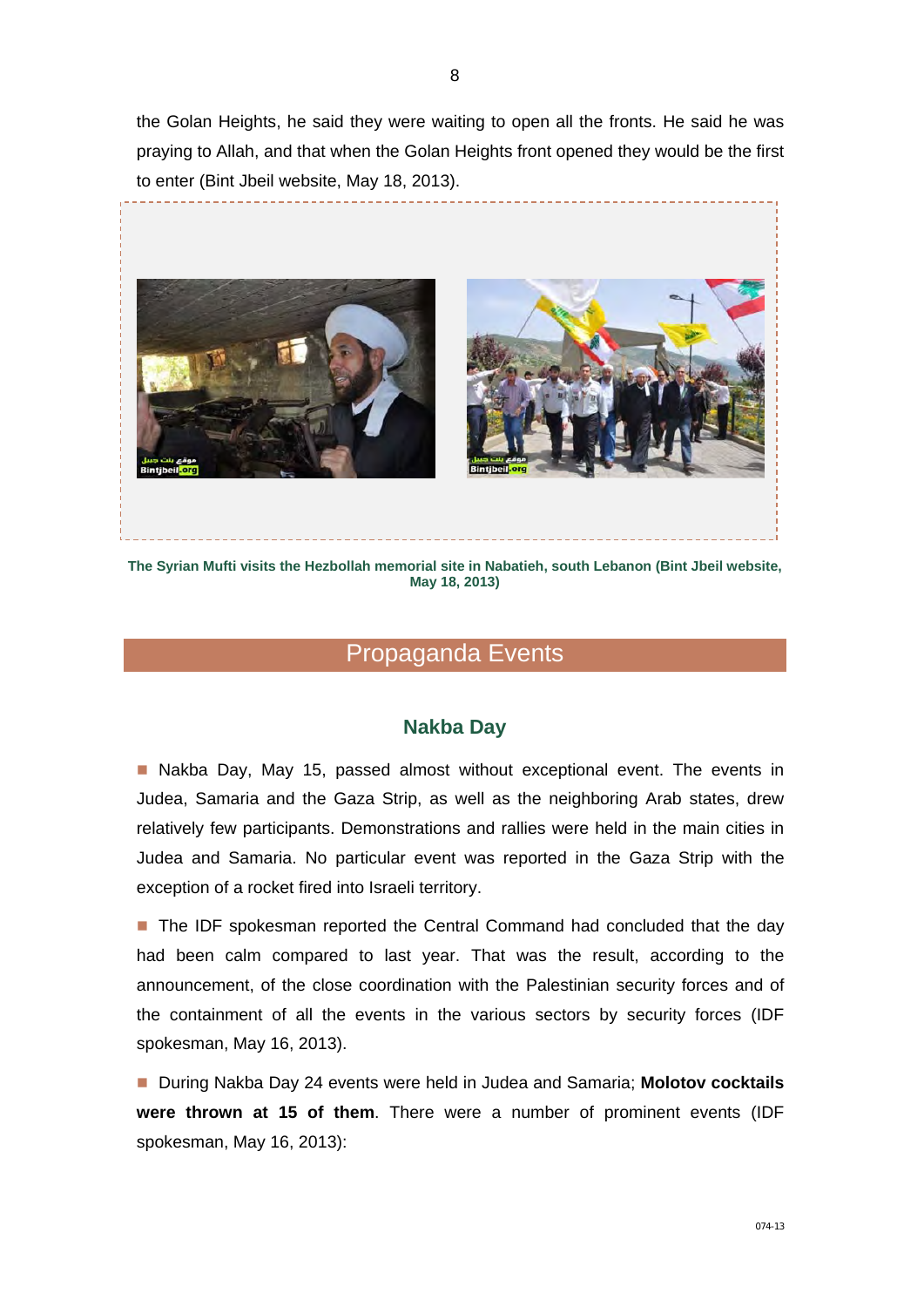the Golan Heights, he said they were waiting to open all the fronts. He said he was praying to Allah, and that when the Golan Heights front opened they would be the first to enter (Bint Jbeil website, May 18, 2013).

**The Syrian Mufti visits the Hezbollah memorial site in Nabatieh, south Lebanon (Bint Jbeil website, May 18, 2013)**

## Propaganda Events

### Nakba Day

- Nakba Day, May 15, passed almost without exceptional event. The events in Judea, Samaria and the Gaza Strip, as well as the neighboring Arab states, drew relatively few participants. Demonstrations and rallies were held in the main cities in Judea and Samaria. No particular event was reported in the Gaza Strip with the exception of a rocket fired into Israeli territory.

- The IDF spokesman reported the Central Command had concluded that the day had been calm compared to last year. That was the result, according to the announcement, of the close coordination with the Palestinian security forces and of the containment of all the events in the various sectors by security forces (IDF spokesman, May 16, 2013).

- During Nakba Day 24 events were held in Judea and Samaria; **Molotov cocktails were thrown at 15 of them**. There were a number of prominent events (IDF spokesman, May 16, 2013):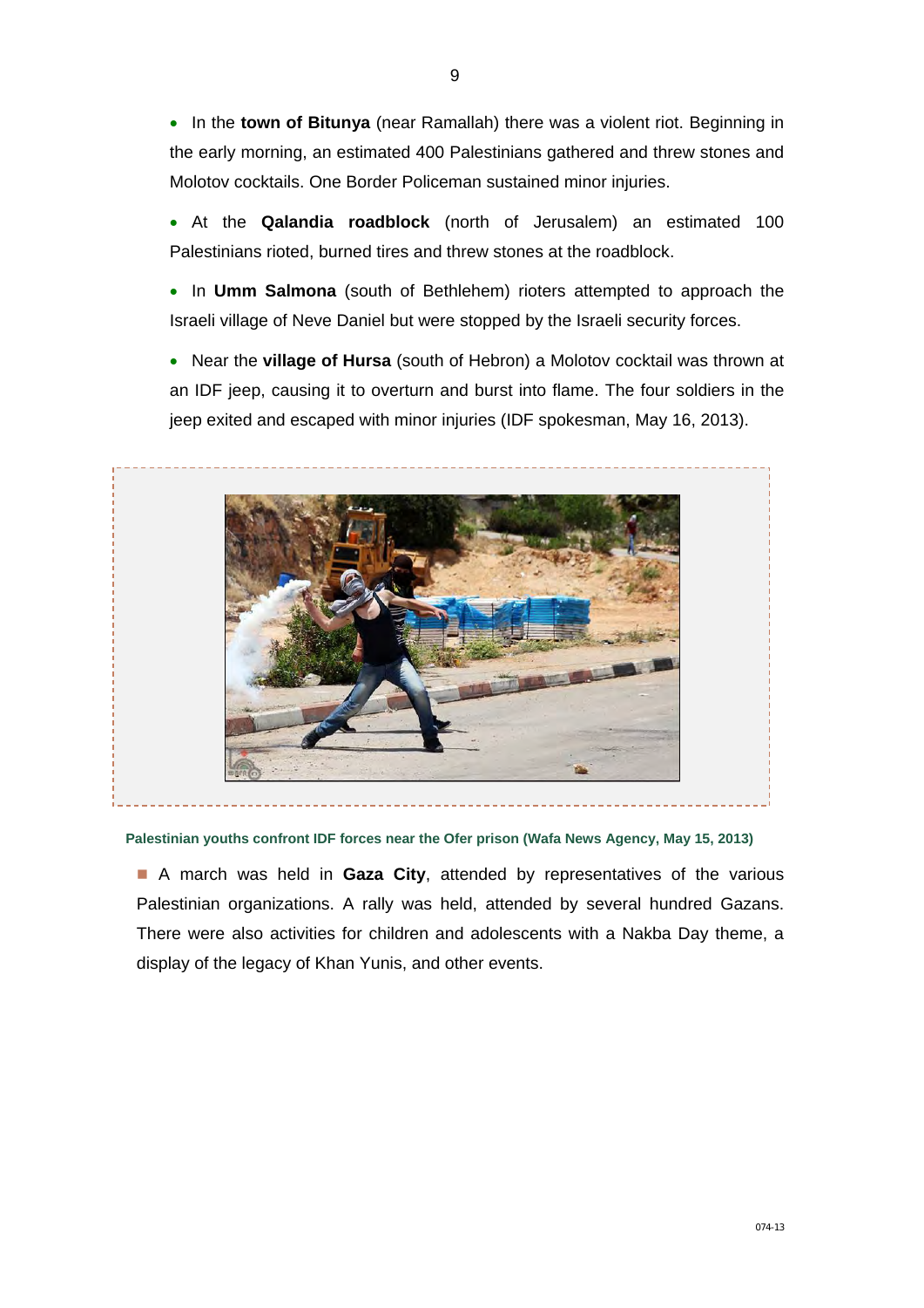- In the **town of Bitunya** (near Ramallah) there was a violent riot. Beginning in the early morning, an estimated 400 Palestinians gathered and threw stones and Molotov cocktails. One Border Policeman sustained minor injuries.
- At the **Qalandia roadblock** (north of Jerusalem) an estimated 100 Palestinians rioted, burned tires and threw stones at the roadblock.
- In **Umm Salmona** (south of Bethlehem) rioters attempted to approach the Israeli village of Neve Daniel but were stopped by the Israeli security forces.
- Near the **village of Hursa** (south of Hebron) a Molotov cocktail was thrown at an IDF jeep, causing it to overturn and burst into flame. The four soldiers in the jeep exited and escaped with minor injuries (IDF spokesman, May 16, 2013).

**Palestinian youths confront IDF forces near the Ofer prison (Wafa News Agency, May 15, 2013)**

- A march was held in **Gaza City**, attended by representatives of the various Palestinian organizations. A rally was held, attended by several hundred Gazans. There were also activities for children and adolescents with a Nakba Day theme, a display of the legacy of Khan Yunis, and other events.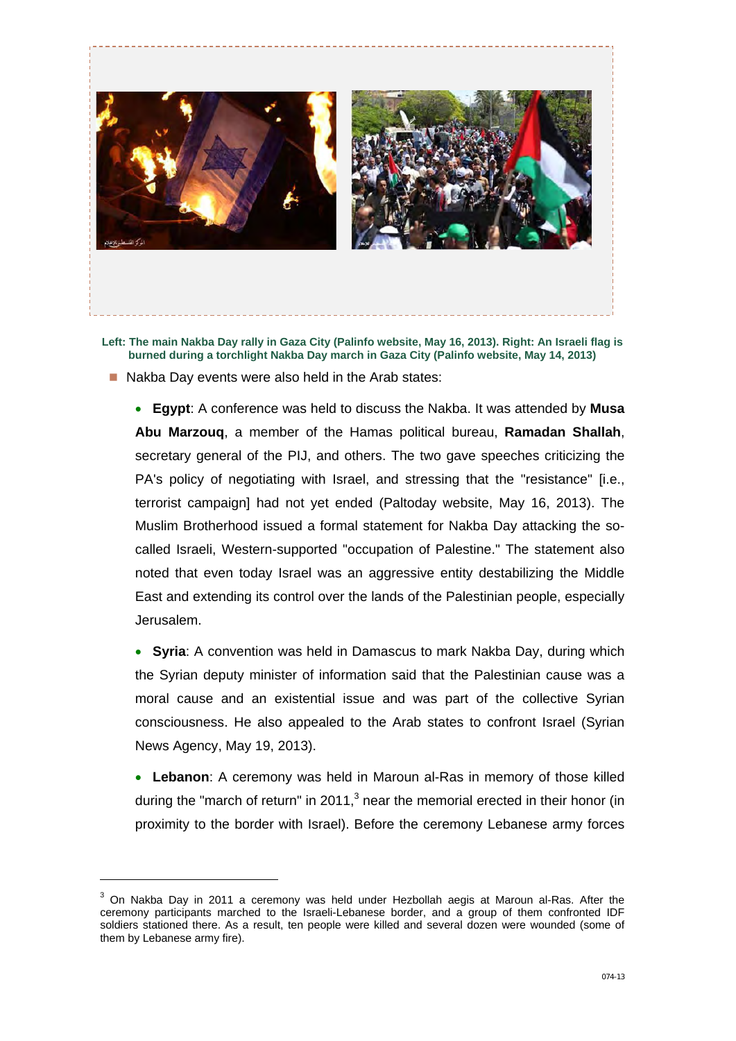Left: The main Nakba Day rally in Gaza City (Palinfo website, May 16, 2013). Right: An Israeli flag is burned during a torchlight Nakba Day march in Gaza City (Palinfo website, May 14, 2013)

- Nakba Day events were also held in the Arab states:

  - **Egypt**: A conference was held to discuss the Nakba. It was attended by **Musa Abu Marzouq**, a member of the Hamas political bureau, **Ramadan Shallah**, secretary general of the PIJ, and others. The two gave speeches criticizing the PA's policy of negotiating with Israel, and stressing that the "resistance" [i.e., terrorist campaign] had not yet ended (Paltoday website, May 16, 2013). The Muslim Brotherhood issued a formal statement for Nakba Day attacking the so-called Israeli, Western-supported "occupation of Palestine." The statement also noted that even today Israel was an aggressive entity destabilizing the Middle East and extending its control over the lands of the Palestinian people, especially Jerusalem.

  - **Syria**: A convention was held in Damascus to mark Nakba Day, during which the Syrian deputy minister of information said that the Palestinian cause was a moral cause and an existential issue and was part of the collective Syrian consciousness. He also appealed to the Arab states to confront Israel (Syrian News Agency, May 19, 2013).

  - **Lebanon**: A ceremony was held in Maroun al-Ras in memory of those killed during the "march of return" in 2011,[3] near the memorial erected in their honor (in proximity to the border with Israel). Before the ceremony Lebanese army forces

---

[3] On Nakba Day in 2011 a ceremony was held under Hezbollah aegis at Maroun al-Ras. After the ceremony participants marched to the Israeli-Lebanese border, and a group of them confronted IDF soldiers stationed there. As a result, ten people were killed and several dozen were wounded (some of them by Lebanese army fire).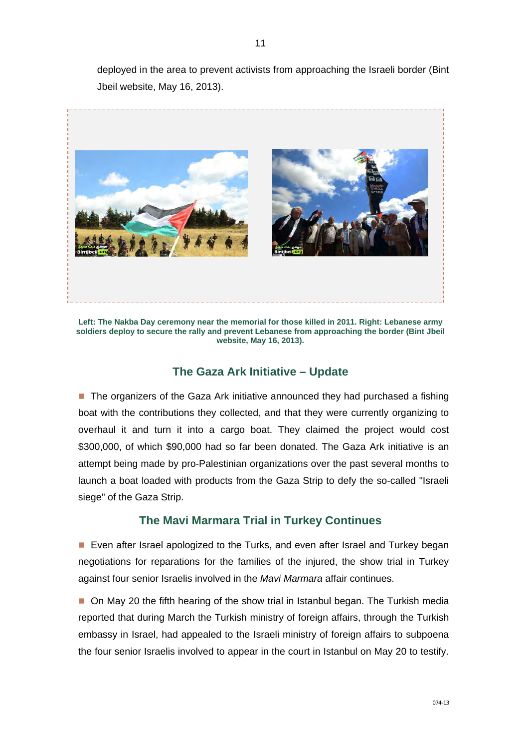deployed in the area to prevent activists from approaching the Israeli border (Bint Jbeil website, May 16, 2013).

**Left: The Nakba Day ceremony near the memorial for those killed in 2011. Right: Lebanese army soldiers deploy to secure the rally and prevent Lebanese from approaching the border (Bint Jbeil website, May 16, 2013).**

## The Gaza Ark Initiative – Update

- The organizers of the Gaza Ark initiative announced they had purchased a fishing boat with the contributions they collected, and that they were currently organizing to overhaul it and turn it into a cargo boat. They claimed the project would cost \$300,000, of which \$90,000 had so far been donated. The Gaza Ark initiative is an attempt being made by pro-Palestinian organizations over the past several months to launch a boat loaded with products from the Gaza Strip to defy the so-called "Israeli siege" of the Gaza Strip.

## The Mavi Marmara Trial in Turkey Continues

- Even after Israel apologized to the Turks, and even after Israel and Turkey began negotiations for reparations for the families of the injured, the show trial in Turkey against four senior Israelis involved in the *Mavi Marmara* affair continues.

- On May 20 the fifth hearing of the show trial in Istanbul began. The Turkish media reported that during March the Turkish ministry of foreign affairs, through the Turkish embassy in Israel, had appealed to the Israeli ministry of foreign affairs to subpoena the four senior Israelis involved to appear in the court in Istanbul on May 20 to testify.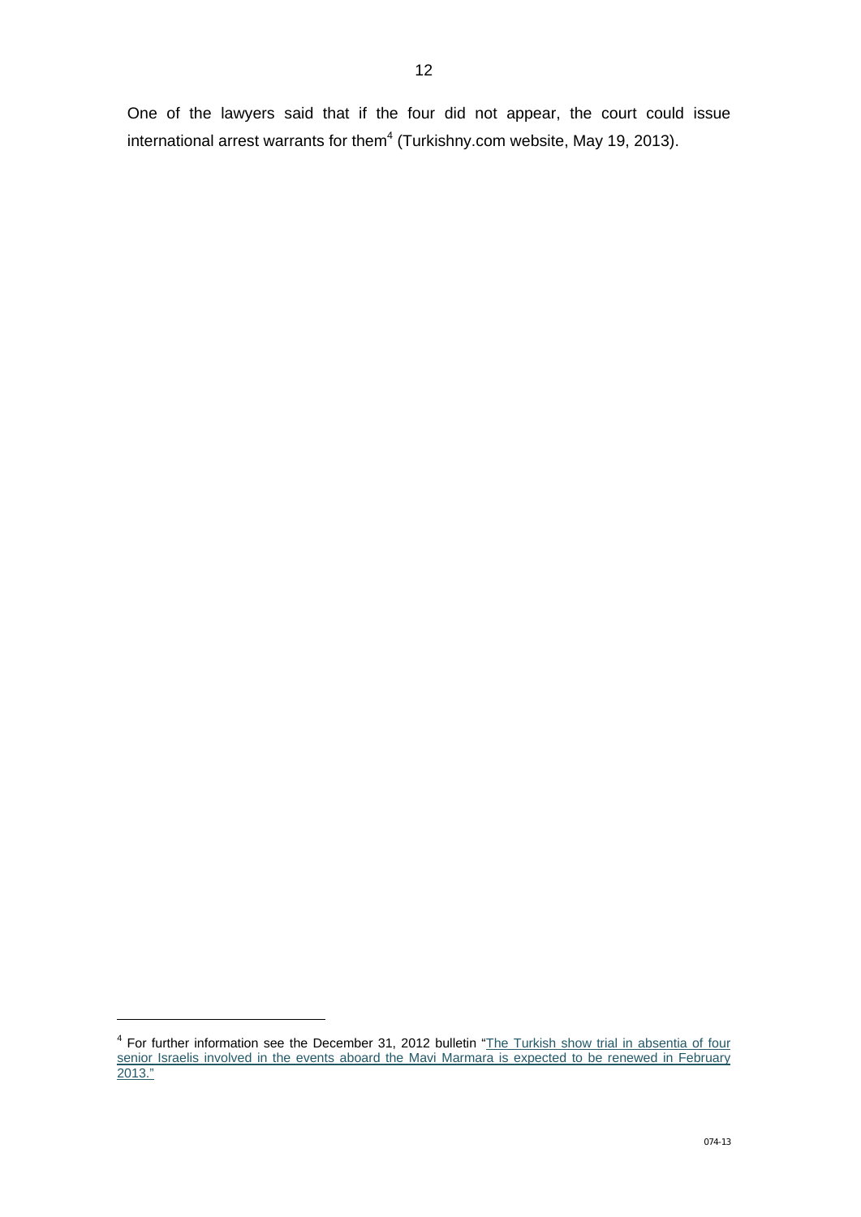One of the lawyers said that if the four did not appear, the court could issue international arrest warrants for them[4] (Turkishny.com website, May 19, 2013).

[4] For further information see the December 31, 2012 bulletin "The Turkish show trial in absentia of four senior Israelis involved in the events aboard the Mavi Marmara is expected to be renewed in February 2013."